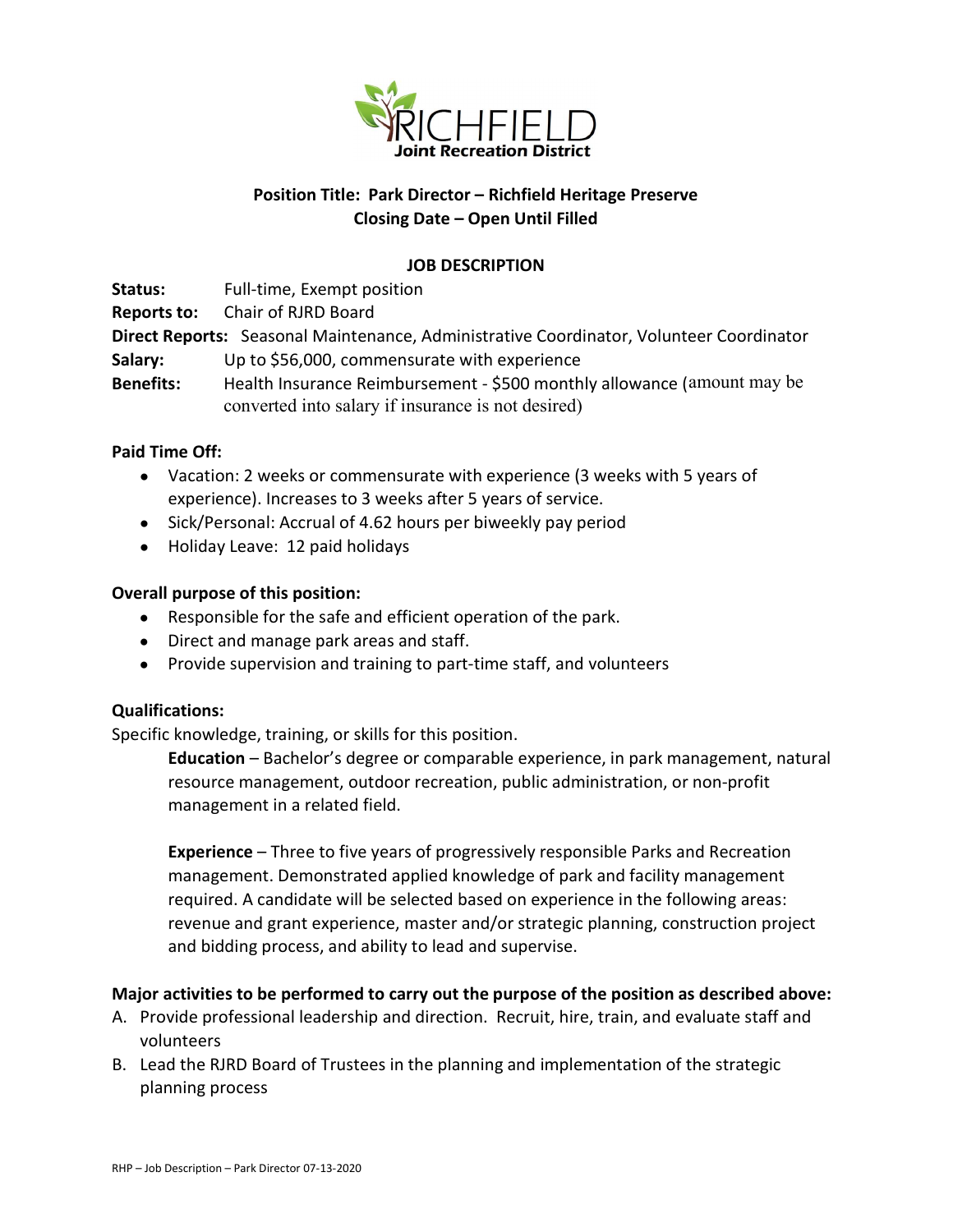RICHFIELD
Joint Recreation District

**Position Title: Park Director – Richfield Heritage Preserve**
**Closing Date – Open Until Filled**

**JOB DESCRIPTION**

**Status:** Full-time, Exempt position
**Reports to:** Chair of RJRD Board
**Direct Reports:** Seasonal Maintenance, Administrative Coordinator, Volunteer Coordinator
**Salary:** Up to $56,000, commensurate with experience
**Benefits:** Health Insurance Reimbursement - $500 monthly allowance (amount may be converted into salary if insurance is not desired)

**Paid Time Off:**

- Vacation: 2 weeks or commensurate with experience (3 weeks with 5 years of experience). Increases to 3 weeks after 5 years of service.
- Sick/Personal: Accrual of 4.62 hours per biweekly pay period
- Holiday Leave: 12 paid holidays

**Overall purpose of this position:**

- Responsible for the safe and efficient operation of the park.
- Direct and manage park areas and staff.
- Provide supervision and training to part-time staff, and volunteers

**Qualifications:**

Specific knowledge, training, or skills for this position.

**Education** – Bachelor's degree or comparable experience, in park management, natural resource management, outdoor recreation, public administration, or non-profit management in a related field.

**Experience** – Three to five years of progressively responsible Parks and Recreation management. Demonstrated applied knowledge of park and facility management required. A candidate will be selected based on experience in the following areas: revenue and grant experience, master and/or strategic planning, construction project and bidding process, and ability to lead and supervise.

**Major activities to be performed to carry out the purpose of the position as described above:**

A. Provide professional leadership and direction. Recruit, hire, train, and evaluate staff and volunteers
B. Lead the RJRD Board of Trustees in the planning and implementation of the strategic planning process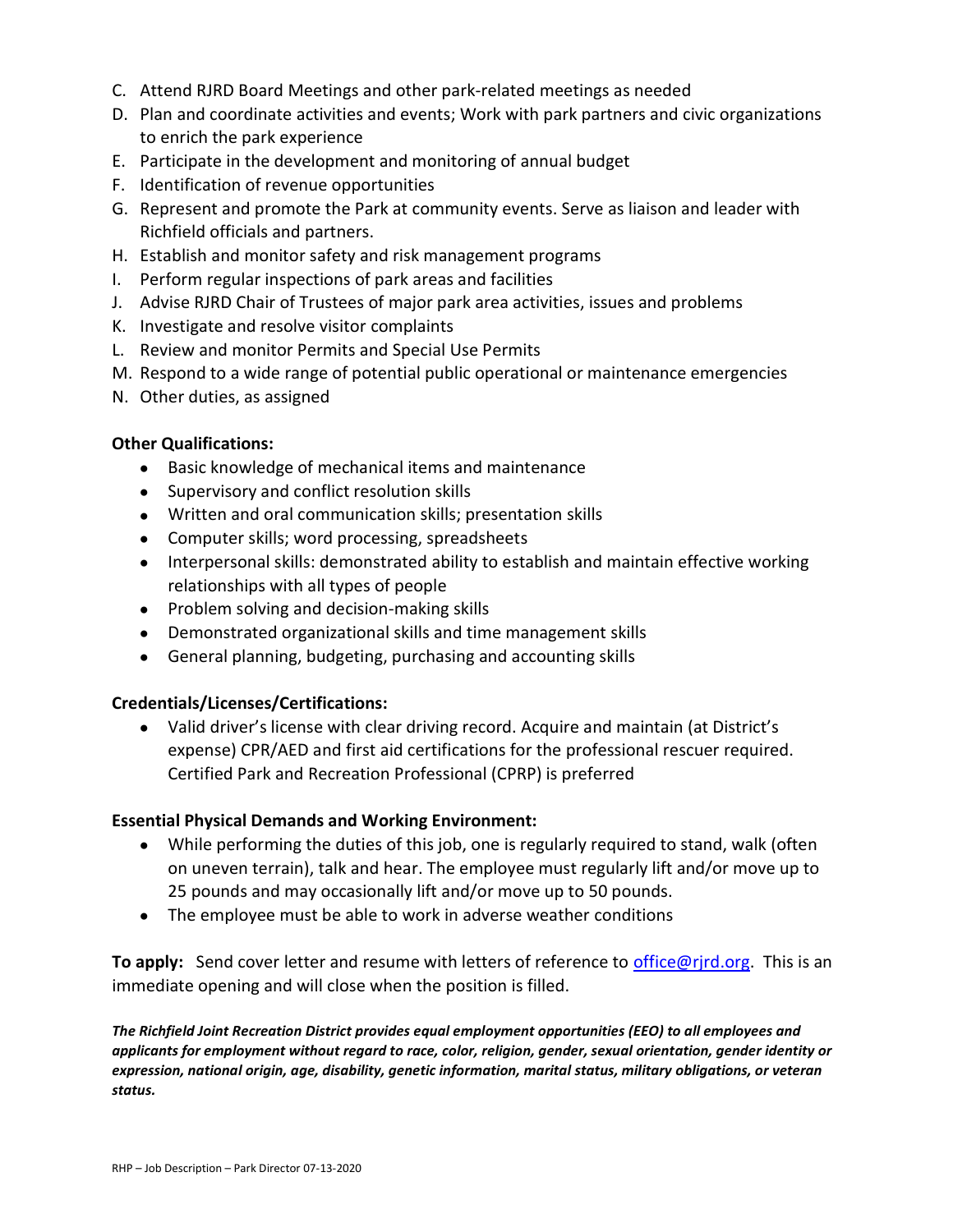C. Attend RJRD Board Meetings and other park-related meetings as needed
D. Plan and coordinate activities and events; Work with park partners and civic organizations to enrich the park experience
E. Participate in the development and monitoring of annual budget
F. Identification of revenue opportunities
G. Represent and promote the Park at community events. Serve as liaison and leader with Richfield officials and partners.
H. Establish and monitor safety and risk management programs
I. Perform regular inspections of park areas and facilities
J. Advise RJRD Chair of Trustees of major park area activities, issues and problems
K. Investigate and resolve visitor complaints
L. Review and monitor Permits and Special Use Permits
M. Respond to a wide range of potential public operational or maintenance emergencies
N. Other duties, as assigned

**Other Qualifications:**

- Basic knowledge of mechanical items and maintenance
- Supervisory and conflict resolution skills
- Written and oral communication skills; presentation skills
- Computer skills; word processing, spreadsheets
- Interpersonal skills: demonstrated ability to establish and maintain effective working relationships with all types of people
- Problem solving and decision-making skills
- Demonstrated organizational skills and time management skills
- General planning, budgeting, purchasing and accounting skills

**Credentials/Licenses/Certifications:**

- Valid driver's license with clear driving record. Acquire and maintain (at District's expense) CPR/AED and first aid certifications for the professional rescuer required. Certified Park and Recreation Professional (CPRP) is preferred

**Essential Physical Demands and Working Environment:**

- While performing the duties of this job, one is regularly required to stand, walk (often on uneven terrain), talk and hear. The employee must regularly lift and/or move up to 25 pounds and may occasionally lift and/or move up to 50 pounds.
- The employee must be able to work in adverse weather conditions

**To apply:** Send cover letter and resume with letters of reference to office@rjrd.org. This is an immediate opening and will close when the position is filled.

***The Richfield Joint Recreation District provides equal employment opportunities (EEO) to all employees and applicants for employment without regard to race, color, religion, gender, sexual orientation, gender identity or expression, national origin, age, disability, genetic information, marital status, military obligations, or veteran status.***

RHP – Job Description – Park Director 07-13-2020